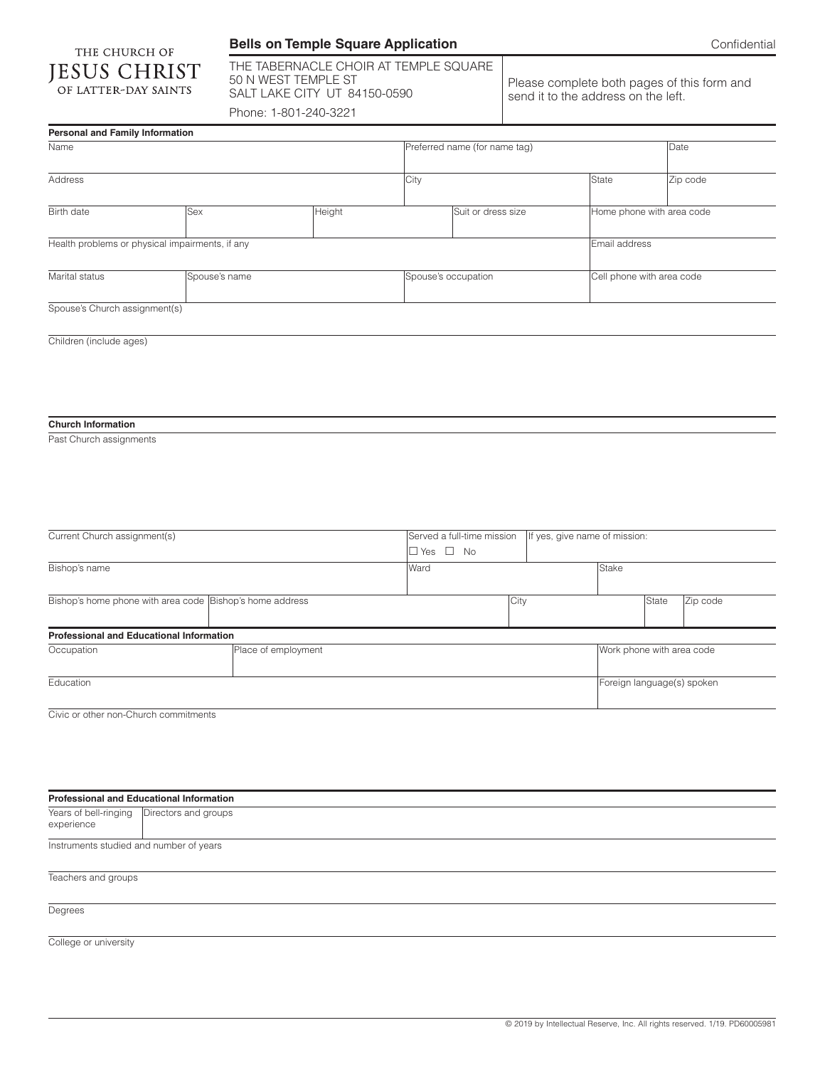THE CHURCH OF JESUS CHRIST OF LATTER-DAY SAINTS

# Bells on Temple Square Application

Confidential

THE TABERNACLE CHOIR AT TEMPLE SQUARE
50 N WEST TEMPLE ST
SALT LAKE CITY UT 84150-0590
Phone: 1-801-240-3221

Please complete both pages of this form and send it to the address on the left.

**Personal and Family Information**

| Name | | | Preferred name (for name tag) | | Date |
|---|---|---|---|---|---|
| Address | | | City | State | Zip code |
| Birth date | Sex | Height | Suit or dress size | Home phone with area code | |
| Health problems or physical impairments, if any | | | | Email address | |
| Marital status | Spouse's name | | Spouse's occupation | Cell phone with area code | |

Spouse's Church assignment(s)

Children (include ages)

**Church Information**

Past Church assignments

| Current Church assignment(s) | | Served a full-time mission ☐ Yes ☐ No | If yes, give name of mission: | | |
|---|---|---|---|---|---|
| Bishop's name | | Ward | Stake | | |
| Bishop's home phone with area code | Bishop's home address | | City | State | Zip code |

**Professional and Educational Information**

| Occupation | Place of employment | Work phone with area code |
|---|---|---|
| Education | | Foreign language(s) spoken |

Civic or other non-Church commitments

**Professional and Educational Information**

| Years of bell-ringing experience | Directors and groups |
|---|---|

Instruments studied and number of years

Teachers and groups

Degrees

College or university

© 2019 by Intellectual Reserve, Inc. All rights reserved. 1/19. PD60005981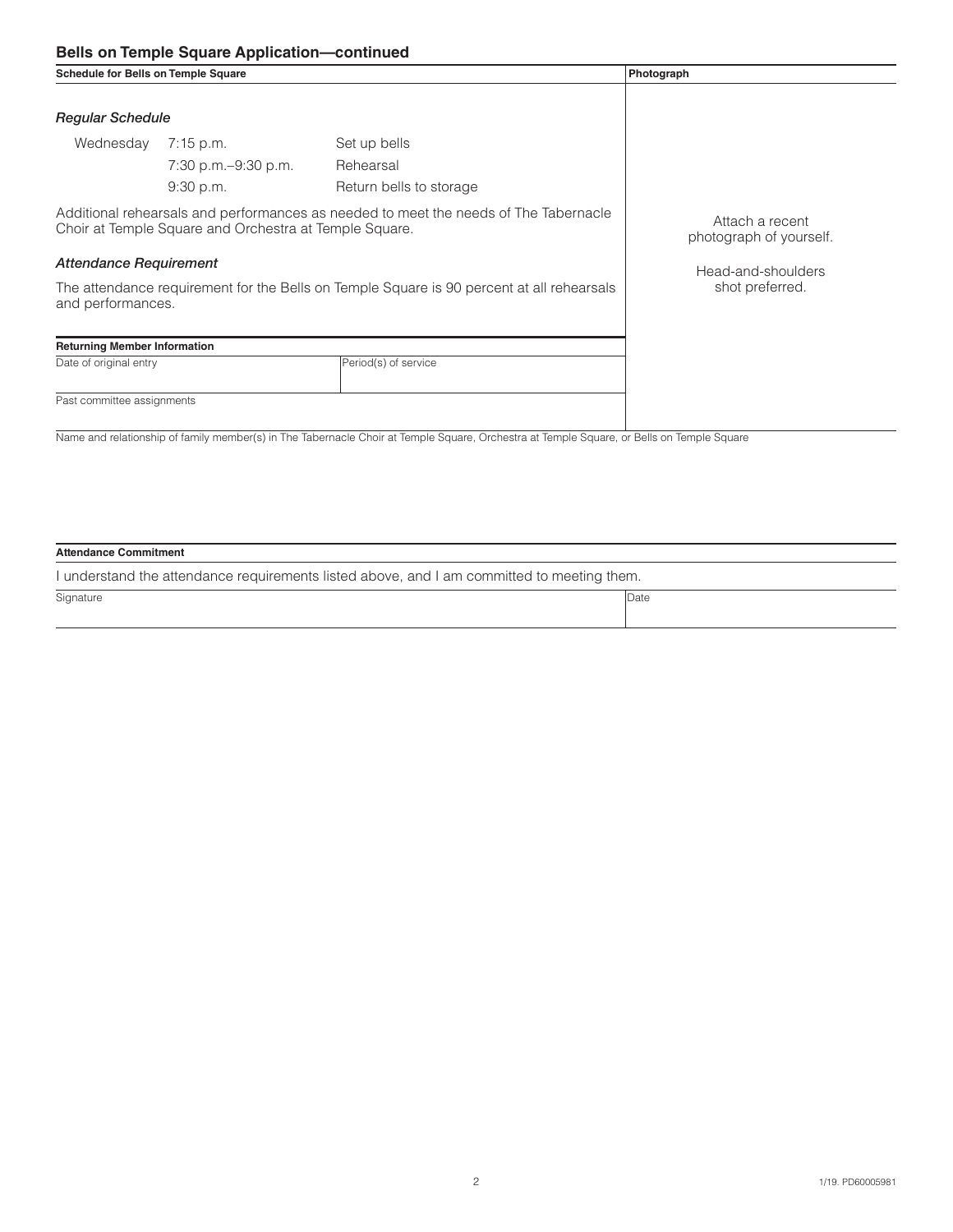## Bells on Temple Square Application—continued

**Schedule for Bells on Temple Square**

*Regular Schedule*

| | | |
|---|---|---|
| Wednesday | 7:15 p.m. | Set up bells |
| | 7:30 p.m.–9:30 p.m. | Rehearsal |
| | 9:30 p.m. | Return bells to storage |

Additional rehearsals and performances as needed to meet the needs of The Tabernacle Choir at Temple Square and Orchestra at Temple Square.

*Attendance Requirement*

The attendance requirement for the Bells on Temple Square is 90 percent at all rehearsals and performances.

**Photograph**

Attach a recent photograph of yourself.

Head-and-shoulders shot preferred.

**Returning Member Information**

| Date of original entry | Period(s) of service |
|---|---|
| | |

Past committee assignments

Name and relationship of family member(s) in The Tabernacle Choir at Temple Square, Orchestra at Temple Square, or Bells on Temple Square

**Attendance Commitment**

I understand the attendance requirements listed above, and I am committed to meeting them.

| Signature | Date |
|---|---|
| | |

1/19. PD60005981